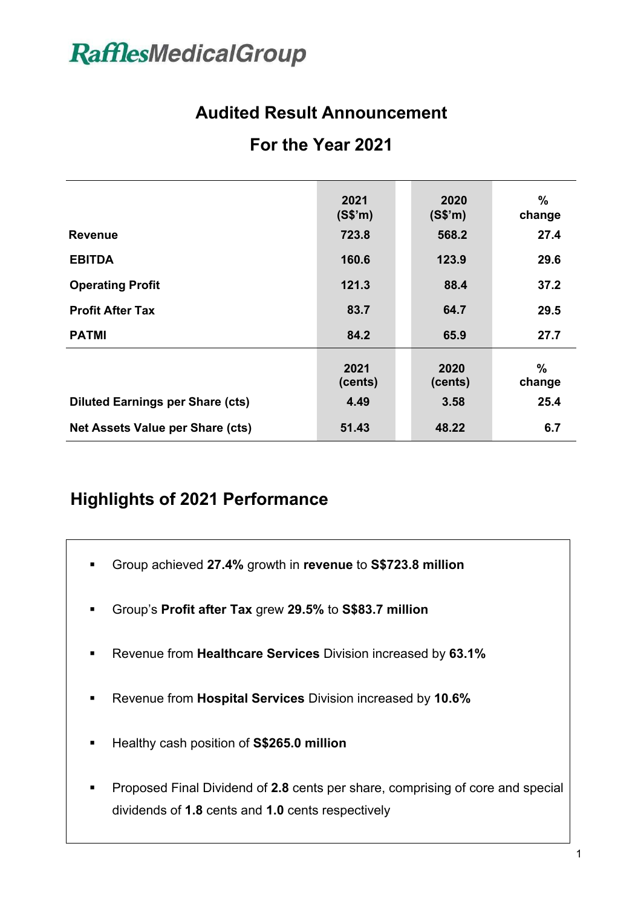# RafflesMedicalGroup

## Audited Result Announcement

## For the Year 2021

| | 2021 (S$'m) | 2020 (S$'m) | % change |
|---|---|---|---|
| **Revenue** | 723.8 | 568.2 | 27.4 |
| **EBITDA** | 160.6 | 123.9 | 29.6 |
| **Operating Profit** | 121.3 | 88.4 | 37.2 |
| **Profit After Tax** | 83.7 | 64.7 | 29.5 |
| **PATMI** | 84.2 | 65.9 | 27.7 |
| | **2021 (cents)** | **2020 (cents)** | **% change** |
| **Diluted Earnings per Share (cts)** | 4.49 | 3.58 | 25.4 |
| **Net Assets Value per Share (cts)** | 51.43 | 48.22 | 6.7 |

## Highlights of 2021 Performance

- Group achieved **27.4%** growth in **revenue** to **S$723.8 million**
- Group's **Profit after Tax** grew **29.5%** to **S$83.7 million**
- Revenue from **Healthcare Services** Division increased by **63.1%**
- Revenue from **Hospital Services** Division increased by **10.6%**
- Healthy cash position of **S$265.0 million**
- Proposed Final Dividend of **2.8** cents per share, comprising of core and special dividends of **1.8** cents and **1.0** cents respectively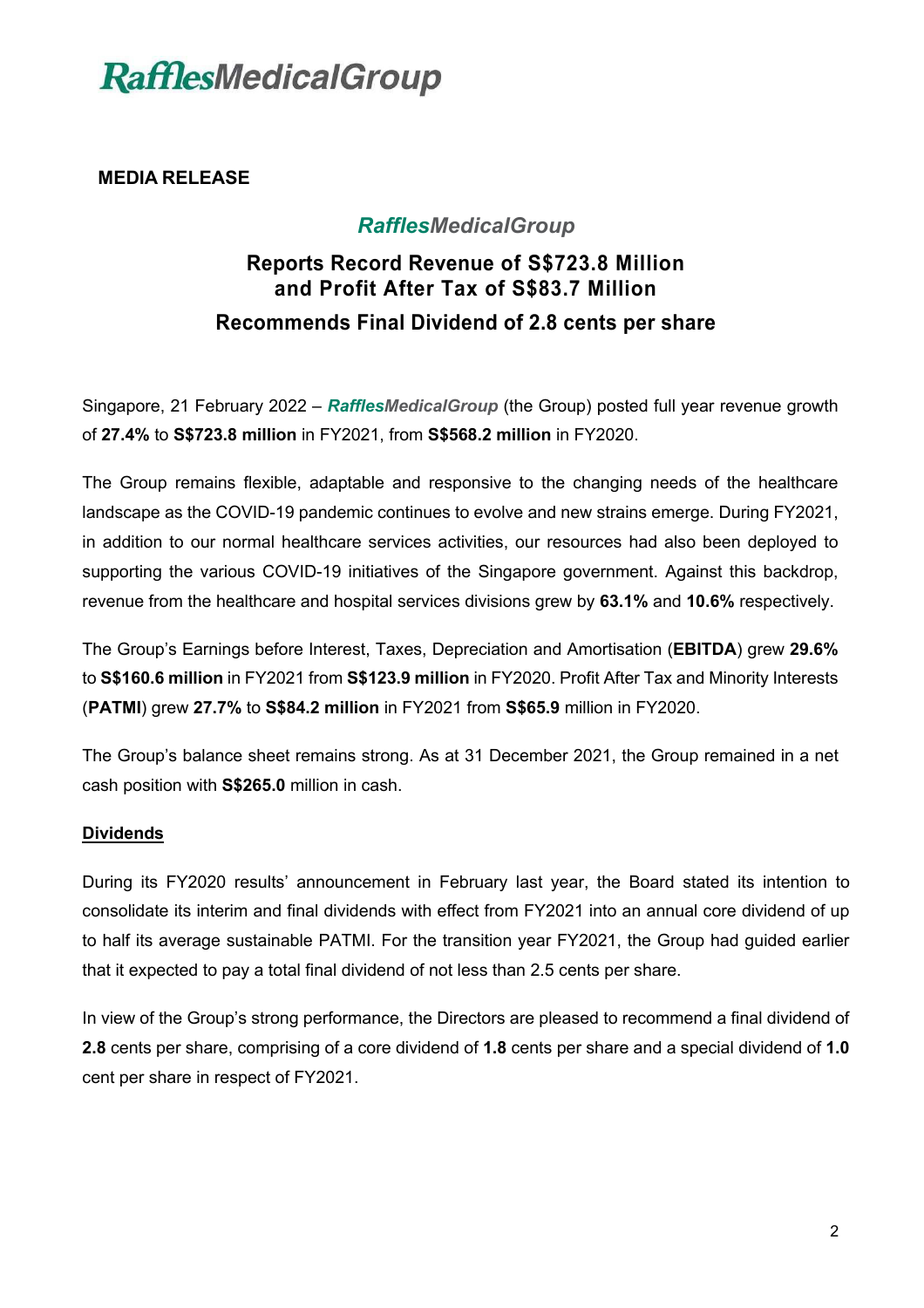# *Raffles*MedicalGroup

**MEDIA RELEASE**

## *Raffles*MedicalGroup

## Reports Record Revenue of S$723.8 Million and Profit After Tax of S$83.7 Million

### Recommends Final Dividend of 2.8 cents per share

Singapore, 21 February 2022 – ***Raffles*MedicalGroup** (the Group) posted full year revenue growth of **27.4%** to **S$723.8 million** in FY2021, from **S$568.2 million** in FY2020.

The Group remains flexible, adaptable and responsive to the changing needs of the healthcare landscape as the COVID-19 pandemic continues to evolve and new strains emerge. During FY2021, in addition to our normal healthcare services activities, our resources had also been deployed to supporting the various COVID-19 initiatives of the Singapore government. Against this backdrop, revenue from the healthcare and hospital services divisions grew by **63.1%** and **10.6%** respectively.

The Group's Earnings before Interest, Taxes, Depreciation and Amortisation (**EBITDA**) grew **29.6%** to **S$160.6 million** in FY2021 from **S$123.9 million** in FY2020. Profit After Tax and Minority Interests (**PATMI**) grew **27.7%** to **S$84.2 million** in FY2021 from **S$65.9** million in FY2020.

The Group's balance sheet remains strong. As at 31 December 2021, the Group remained in a net cash position with **S$265.0** million in cash.

**Dividends**

During its FY2020 results' announcement in February last year, the Board stated its intention to consolidate its interim and final dividends with effect from FY2021 into an annual core dividend of up to half its average sustainable PATMI. For the transition year FY2021, the Group had guided earlier that it expected to pay a total final dividend of not less than 2.5 cents per share.

In view of the Group's strong performance, the Directors are pleased to recommend a final dividend of **2.8** cents per share, comprising of a core dividend of **1.8** cents per share and a special dividend of **1.0** cent per share in respect of FY2021.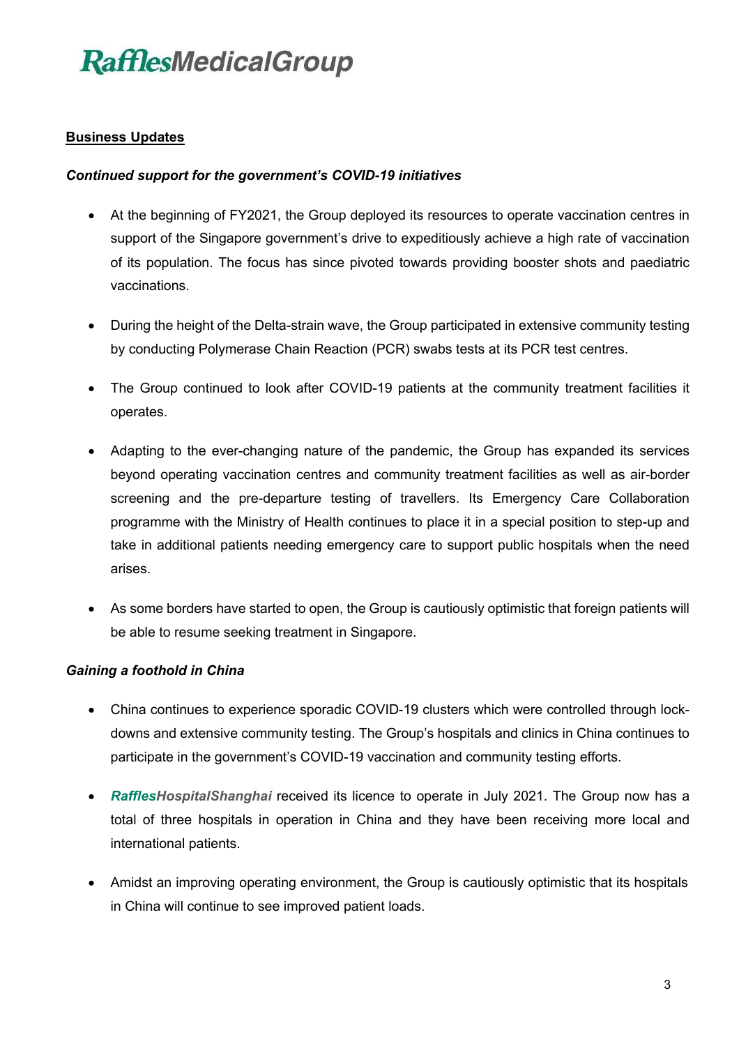**RafflesMedicalGroup**

## Business Updates

***Continued support for the government's COVID-19 initiatives***

- At the beginning of FY2021, the Group deployed its resources to operate vaccination centres in support of the Singapore government's drive to expeditiously achieve a high rate of vaccination of its population. The focus has since pivoted towards providing booster shots and paediatric vaccinations.

- During the height of the Delta-strain wave, the Group participated in extensive community testing by conducting Polymerase Chain Reaction (PCR) swabs tests at its PCR test centres.

- The Group continued to look after COVID-19 patients at the community treatment facilities it operates.

- Adapting to the ever-changing nature of the pandemic, the Group has expanded its services beyond operating vaccination centres and community treatment facilities as well as air-border screening and the pre-departure testing of travellers. Its Emergency Care Collaboration programme with the Ministry of Health continues to place it in a special position to step-up and take in additional patients needing emergency care to support public hospitals when the need arises.

- As some borders have started to open, the Group is cautiously optimistic that foreign patients will be able to resume seeking treatment in Singapore.

***Gaining a foothold in China***

- China continues to experience sporadic COVID-19 clusters which were controlled through lock-downs and extensive community testing. The Group's hospitals and clinics in China continues to participate in the government's COVID-19 vaccination and community testing efforts.

- ***RafflesHospitalShanghai*** received its licence to operate in July 2021. The Group now has a total of three hospitals in operation in China and they have been receiving more local and international patients.

- Amidst an improving operating environment, the Group is cautiously optimistic that its hospitals in China will continue to see improved patient loads.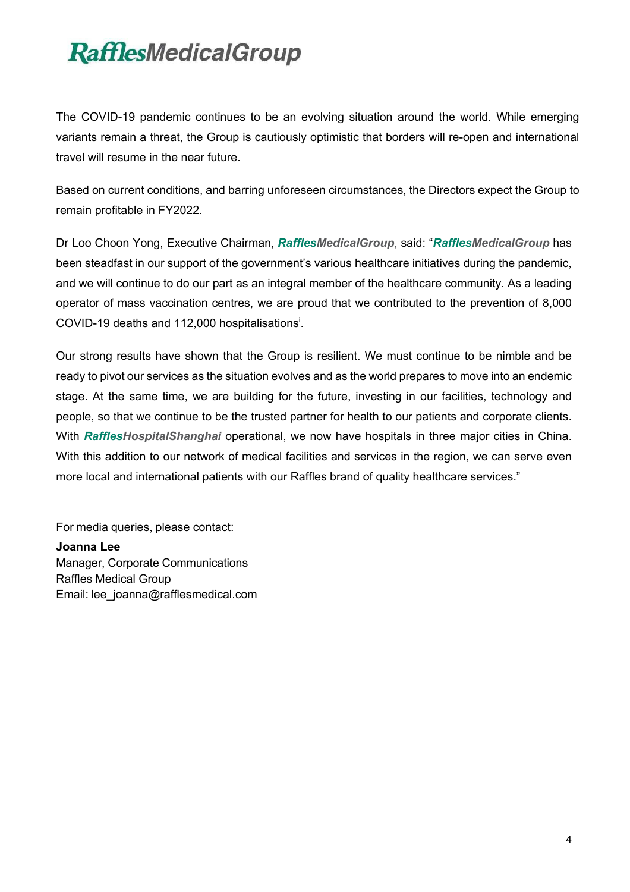The COVID-19 pandemic continues to be an evolving situation around the world. While emerging variants remain a threat, the Group is cautiously optimistic that borders will re-open and international travel will resume in the near future.

Based on current conditions, and barring unforeseen circumstances, the Directors expect the Group to remain profitable in FY2022.

Dr Loo Choon Yong, Executive Chairman, ***RafflesMedicalGroup***, said: "***RafflesMedicalGroup*** has been steadfast in our support of the government's various healthcare initiatives during the pandemic, and we will continue to do our part as an integral member of the healthcare community. As a leading operator of mass vaccination centres, we are proud that we contributed to the prevention of 8,000 COVID-19 deaths and 112,000 hospitalisations[i].

Our strong results have shown that the Group is resilient. We must continue to be nimble and be ready to pivot our services as the situation evolves and as the world prepares to move into an endemic stage. At the same time, we are building for the future, investing in our facilities, technology and people, so that we continue to be the trusted partner for health to our patients and corporate clients. With ***RafflesHospitalShanghai*** operational, we now have hospitals in three major cities in China. With this addition to our network of medical facilities and services in the region, we can serve even more local and international patients with our Raffles brand of quality healthcare services."

For media queries, please contact:

**Joanna Lee**
Manager, Corporate Communications
Raffles Medical Group
Email: lee_joanna@rafflesmedical.com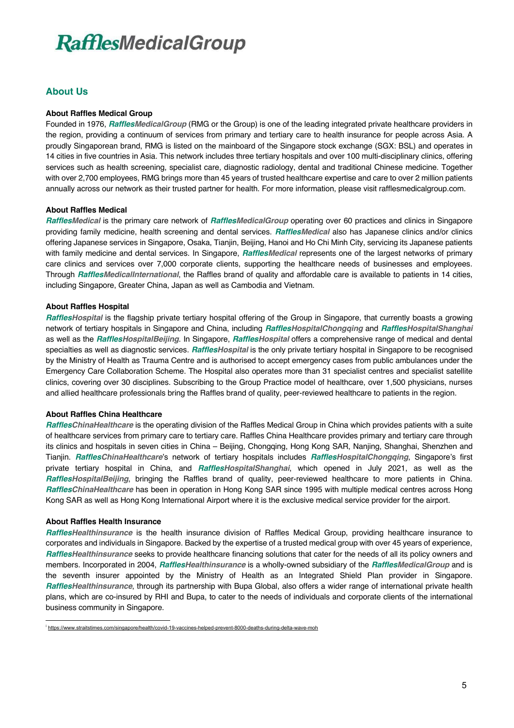# RafflesMedicalGroup

## About Us

### About Raffles Medical Group

Founded in 1976, ***RafflesMedicalGroup*** (RMG or the Group) is one of the leading integrated private healthcare providers in the region, providing a continuum of services from primary and tertiary care to health insurance for people across Asia. A proudly Singaporean brand, RMG is listed on the mainboard of the Singapore stock exchange (SGX: BSL) and operates in 14 cities in five countries in Asia. This network includes three tertiary hospitals and over 100 multi-disciplinary clinics, offering services such as health screening, specialist care, diagnostic radiology, dental and traditional Chinese medicine. Together with over 2,700 employees, RMG brings more than 45 years of trusted healthcare expertise and care to over 2 million patients annually across our network as their trusted partner for health. For more information, please visit rafflesmedicalgroup.com.

### About Raffles Medical

***RafflesMedical*** is the primary care network of ***RafflesMedicalGroup*** operating over 60 practices and clinics in Singapore providing family medicine, health screening and dental services. ***RafflesMedical*** also has Japanese clinics and/or clinics offering Japanese services in Singapore, Osaka, Tianjin, Beijing, Hanoi and Ho Chi Minh City, servicing its Japanese patients with family medicine and dental services. In Singapore, ***RafflesMedical*** represents one of the largest networks of primary care clinics and services over 7,000 corporate clients, supporting the healthcare needs of businesses and employees. Through ***RafflesMedicalInternational***, the Raffles brand of quality and affordable care is available to patients in 14 cities, including Singapore, Greater China, Japan as well as Cambodia and Vietnam.

### About Raffles Hospital

***RafflesHospital*** is the flagship private tertiary hospital offering of the Group in Singapore, that currently boasts a growing network of tertiary hospitals in Singapore and China, including ***RafflesHospitalChongqing*** and ***RafflesHospitalShanghai*** as well as the ***RafflesHospitalBeijing***. In Singapore, ***RafflesHospital*** offers a comprehensive range of medical and dental specialties as well as diagnostic services. ***RafflesHospital*** is the only private tertiary hospital in Singapore to be recognised by the Ministry of Health as Trauma Centre and is authorised to accept emergency cases from public ambulances under the Emergency Care Collaboration Scheme. The Hospital also operates more than 31 specialist centres and specialist satellite clinics, covering over 30 disciplines. Subscribing to the Group Practice model of healthcare, over 1,500 physicians, nurses and allied healthcare professionals bring the Raffles brand of quality, peer-reviewed healthcare to patients in the region.

### About Raffles China Healthcare

***RafflesChinaHealthcare*** is the operating division of the Raffles Medical Group in China which provides patients with a suite of healthcare services from primary care to tertiary care. Raffles China Healthcare provides primary and tertiary care through its clinics and hospitals in seven cities in China – Beijing, Chongqing, Hong Kong SAR, Nanjing, Shanghai, Shenzhen and Tianjin. ***RafflesChinaHealthcare***'s network of tertiary hospitals includes ***RafflesHospitalChongqing***, Singapore's first private tertiary hospital in China, and ***RafflesHospitalShanghai***, which opened in July 2021, as well as the ***RafflesHospitalBeijing***, bringing the Raffles brand of quality, peer-reviewed healthcare to more patients in China. ***RafflesChinaHealthcare*** has been in operation in Hong Kong SAR since 1995 with multiple medical centres across Hong Kong SAR as well as Hong Kong International Airport where it is the exclusive medical service provider for the airport.

### About Raffles Health Insurance

***RafflesHealthinsurance*** is the health insurance division of Raffles Medical Group, providing healthcare insurance to corporates and individuals in Singapore. Backed by the expertise of a trusted medical group with over 45 years of experience, ***RafflesHealthinsurance*** seeks to provide healthcare financing solutions that cater for the needs of all its policy owners and members. Incorporated in 2004, ***RafflesHealthinsurance*** is a wholly-owned subsidiary of the ***RafflesMedicalGroup*** and is the seventh insurer appointed by the Ministry of Health as an Integrated Shield Plan provider in Singapore. ***RafflesHealthinsurance***, through its partnership with Bupa Global, also offers a wider range of international private health plans, which are co-insured by RHI and Bupa, to cater to the needs of individuals and corporate clients of the international business community in Singapore.

---

[i] https://www.straitstimes.com/singapore/health/covid-19-vaccines-helped-prevent-8000-deaths-during-delta-wave-moh